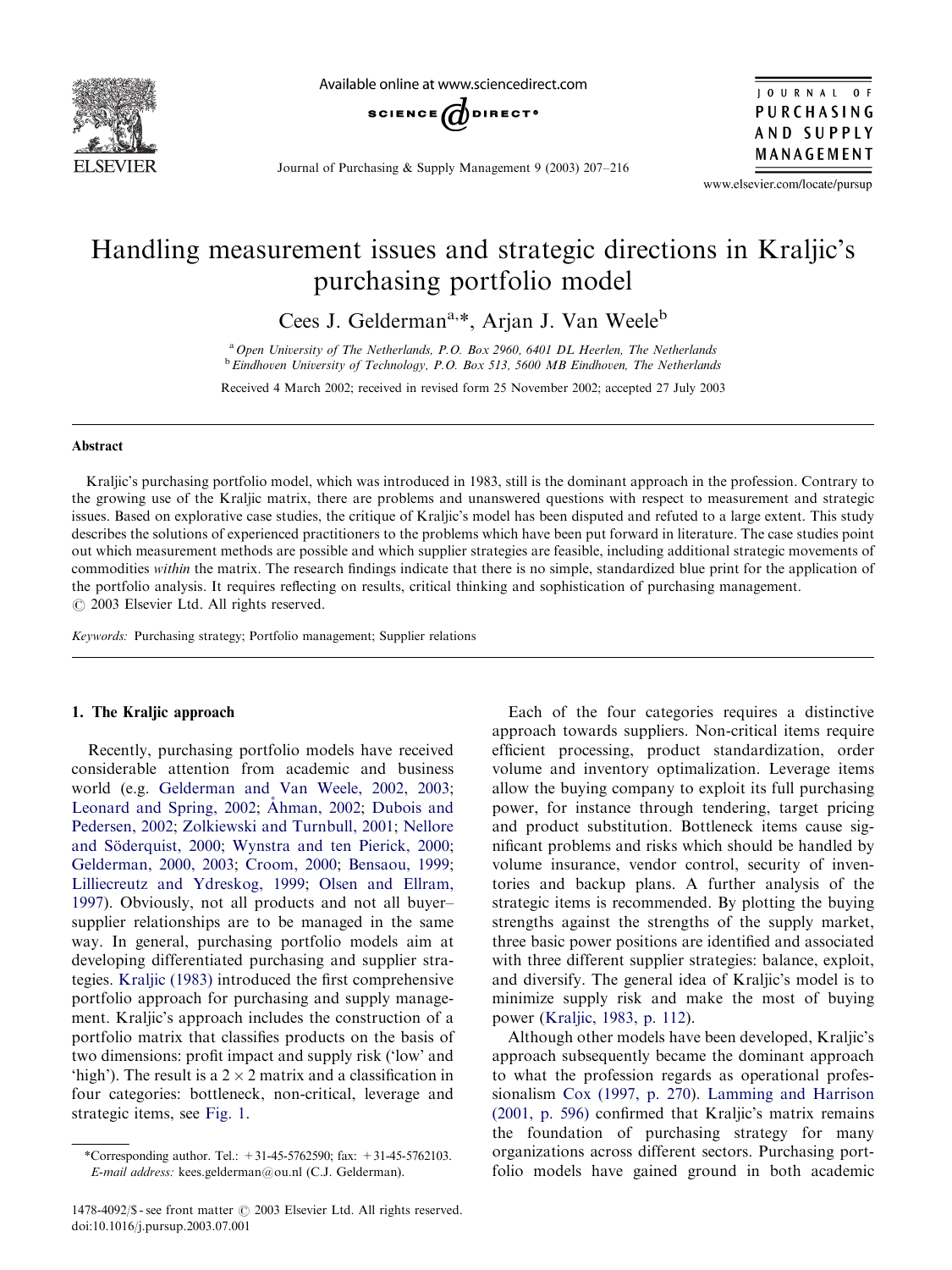# Handling measurement issues and strategic directions in Kraljic's purchasing portfolio model

Cees J. Gelderman[a,*], Arjan J. Van Weele[b]

[a] Open University of The Netherlands, P.O. Box 2960, 6401 DL Heerlen, The Netherlands
[b] Eindhoven University of Technology, P.O. Box 513, 5600 MB Eindhoven, The Netherlands

Received 4 March 2002; received in revised form 25 November 2002; accepted 27 July 2003

## Abstract

Kraljic's purchasing portfolio model, which was introduced in 1983, still is the dominant approach in the profession. Contrary to the growing use of the Kraljic matrix, there are problems and unanswered questions with respect to measurement and strategic issues. Based on explorative case studies, the critique of Kraljic's model has been disputed and refuted to a large extent. This study describes the solutions of experienced practitioners to the problems which have been put forward in literature. The case studies point out which measurement methods are possible and which supplier strategies are feasible, including additional strategic movements of commodities *within* the matrix. The research findings indicate that there is no simple, standardized blue print for the application of the portfolio analysis. It requires reflecting on results, critical thinking and sophistication of purchasing management.
© 2003 Elsevier Ltd. All rights reserved.

*Keywords:* Purchasing strategy; Portfolio management; Supplier relations

## 1. The Kraljic approach

Recently, purchasing portfolio models have received considerable attention from academic and business world (e.g. Gelderman and Van Weele, 2002, 2003; Leonard and Spring, 2002; Åhman, 2002; Dubois and Pedersen, 2002; Zolkiewski and Turnbull, 2001; Nellore and Söderquist, 2000; Wynstra and ten Pierick, 2000; Gelderman, 2000, 2003; Croom, 2000; Bensaou, 1999; Lilliecreutz and Ydreskog, 1999; Olsen and Ellram, 1997). Obviously, not all products and not all buyer–supplier relationships are to be managed in the same way. In general, purchasing portfolio models aim at developing differentiated purchasing and supplier strategies. Kraljic (1983) introduced the first comprehensive portfolio approach for purchasing and supply management. Kraljic's approach includes the construction of a portfolio matrix that classifies products on the basis of two dimensions: profit impact and supply risk ('low' and 'high'). The result is a $2 \times 2$ matrix and a classification in four categories: bottleneck, non-critical, leverage and strategic items, see Fig. 1.

Each of the four categories requires a distinctive approach towards suppliers. Non-critical items require efficient processing, product standardization, order volume and inventory optimalization. Leverage items allow the buying company to exploit its full purchasing power, for instance through tendering, target pricing and product substitution. Bottleneck items cause significant problems and risks which should be handled by volume insurance, vendor control, security of inventories and backup plans. A further analysis of the strategic items is recommended. By plotting the buying strengths against the strengths of the supply market, three basic power positions are identified and associated with three different supplier strategies: balance, exploit, and diversify. The general idea of Kraljic's model is to minimize supply risk and make the most of buying power (Kraljic, 1983, p. 112).

Although other models have been developed, Kraljic's approach subsequently became the dominant approach to what the profession regards as operational professionalism Cox (1997, p. 270). Lamming and Harrison (2001, p. 596) confirmed that Kraljic's matrix remains the foundation of purchasing strategy for many organizations across different sectors. Purchasing portfolio models have gained ground in both academic

*Corresponding author. Tel.: +31-45-5762590; fax: +31-45-5762103.
*E-mail address:* kees.gelderman@ou.nl (C.J. Gelderman).

1478-4092/$ - see front matter © 2003 Elsevier Ltd. All rights reserved.
doi:10.1016/j.pursup.2003.07.001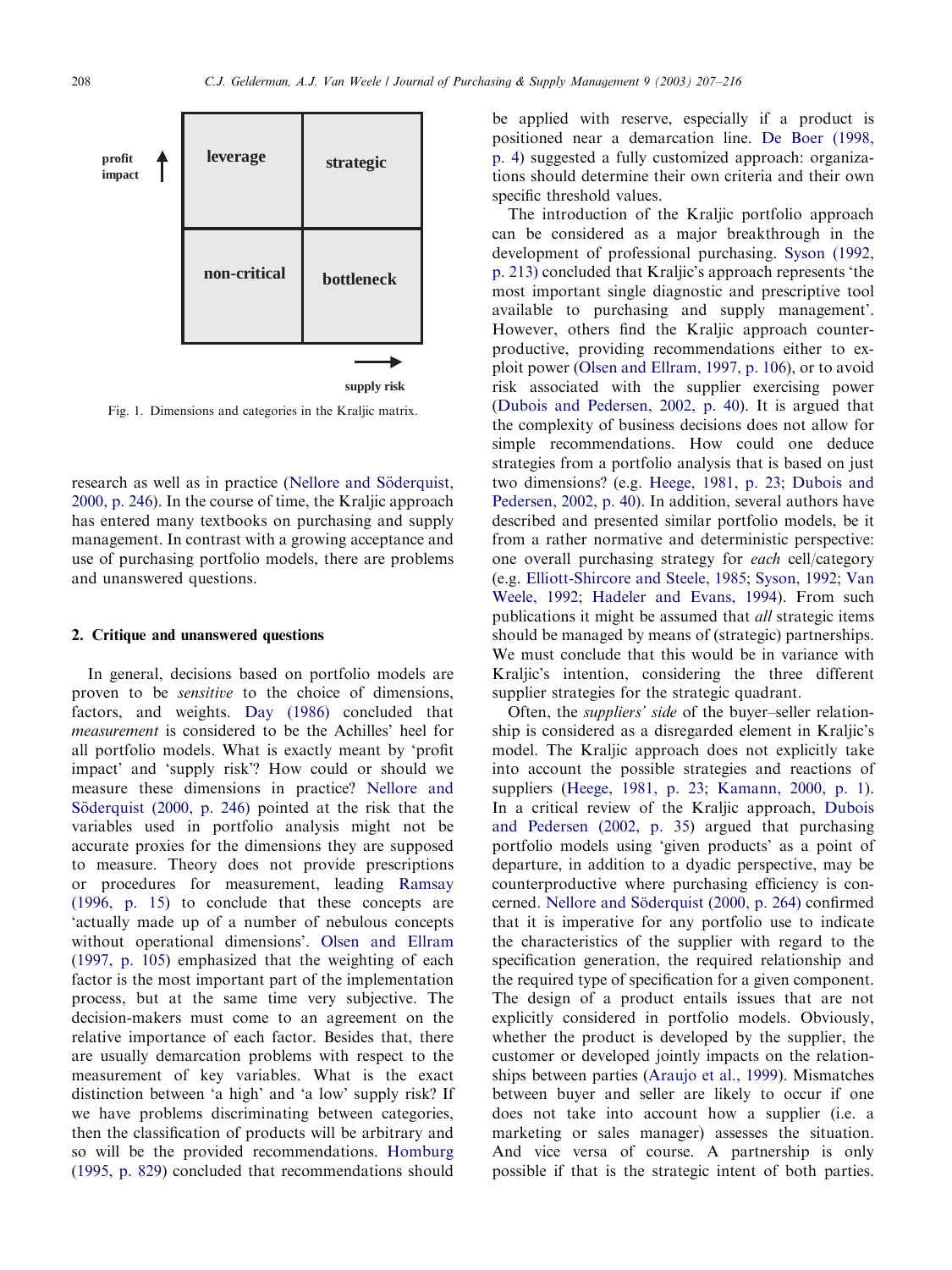Fig. 1. Dimensions and categories in the Kraljic matrix.

research as well as in practice (Nellore and Söderquist, 2000, p. 246). In the course of time, the Kraljic approach has entered many textbooks on purchasing and supply management. In contrast with a growing acceptance and use of purchasing portfolio models, there are problems and unanswered questions.

## 2. Critique and unanswered questions

In general, decisions based on portfolio models are proven to be *sensitive* to the choice of dimensions, factors, and weights. Day (1986) concluded that *measurement* is considered to be the Achilles' heel for all portfolio models. What is exactly meant by 'profit impact' and 'supply risk'? How could or should we measure these dimensions in practice? Nellore and Söderquist (2000, p. 246) pointed at the risk that the variables used in portfolio analysis might not be accurate proxies for the dimensions they are supposed to measure. Theory does not provide prescriptions or procedures for measurement, leading Ramsay (1996, p. 15) to conclude that these concepts are 'actually made up of a number of nebulous concepts without operational dimensions'. Olsen and Ellram (1997, p. 105) emphasized that the weighting of each factor is the most important part of the implementation process, but at the same time very subjective. The decision-makers must come to an agreement on the relative importance of each factor. Besides that, there are usually demarcation problems with respect to the measurement of key variables. What is the exact distinction between 'a high' and 'a low' supply risk? If we have problems discriminating between categories, then the classification of products will be arbitrary and so will be the provided recommendations. Homburg (1995, p. 829) concluded that recommendations should be applied with reserve, especially if a product is positioned near a demarcation line. De Boer (1998, p. 4) suggested a fully customized approach: organizations should determine their own criteria and their own specific threshold values.

The introduction of the Kraljic portfolio approach can be considered as a major breakthrough in the development of professional purchasing. Syson (1992, p. 213) concluded that Kraljic's approach represents 'the most important single diagnostic and prescriptive tool available to purchasing and supply management'. However, others find the Kraljic approach counterproductive, providing recommendations either to exploit power (Olsen and Ellram, 1997, p. 106), or to avoid risk associated with the supplier exercising power (Dubois and Pedersen, 2002, p. 40). It is argued that the complexity of business decisions does not allow for simple recommendations. How could one deduce strategies from a portfolio analysis that is based on just two dimensions? (e.g. Heege, 1981, p. 23; Dubois and Pedersen, 2002, p. 40). In addition, several authors have described and presented similar portfolio models, be it from a rather normative and deterministic perspective: one overall purchasing strategy for *each* cell/category (e.g. Elliott-Shircore and Steele, 1985; Syson, 1992; Van Weele, 1992; Hadeler and Evans, 1994). From such publications it might be assumed that *all* strategic items should be managed by means of (strategic) partnerships. We must conclude that this would be in variance with Kraljic's intention, considering the three different supplier strategies for the strategic quadrant.

Often, the *suppliers' side* of the buyer–seller relationship is considered as a disregarded element in Kraljic's model. The Kraljic approach does not explicitly take into account the possible strategies and reactions of suppliers (Heege, 1981, p. 23; Kamann, 2000, p. 1). In a critical review of the Kraljic approach, Dubois and Pedersen (2002, p. 35) argued that purchasing portfolio models using 'given products' as a point of departure, in addition to a dyadic perspective, may be counterproductive where purchasing efficiency is concerned. Nellore and Söderquist (2000, p. 264) confirmed that it is imperative for any portfolio use to indicate the characteristics of the supplier with regard to the specification generation, the required relationship and the required type of specification for a given component. The design of a product entails issues that are not explicitly considered in portfolio models. Obviously, whether the product is developed by the supplier, the customer or developed jointly impacts on the relationships between parties (Araujo et al., 1999). Mismatches between buyer and seller are likely to occur if one does not take into account how a supplier (i.e. a marketing or sales manager) assesses the situation. And vice versa of course. A partnership is only possible if that is the strategic intent of both parties.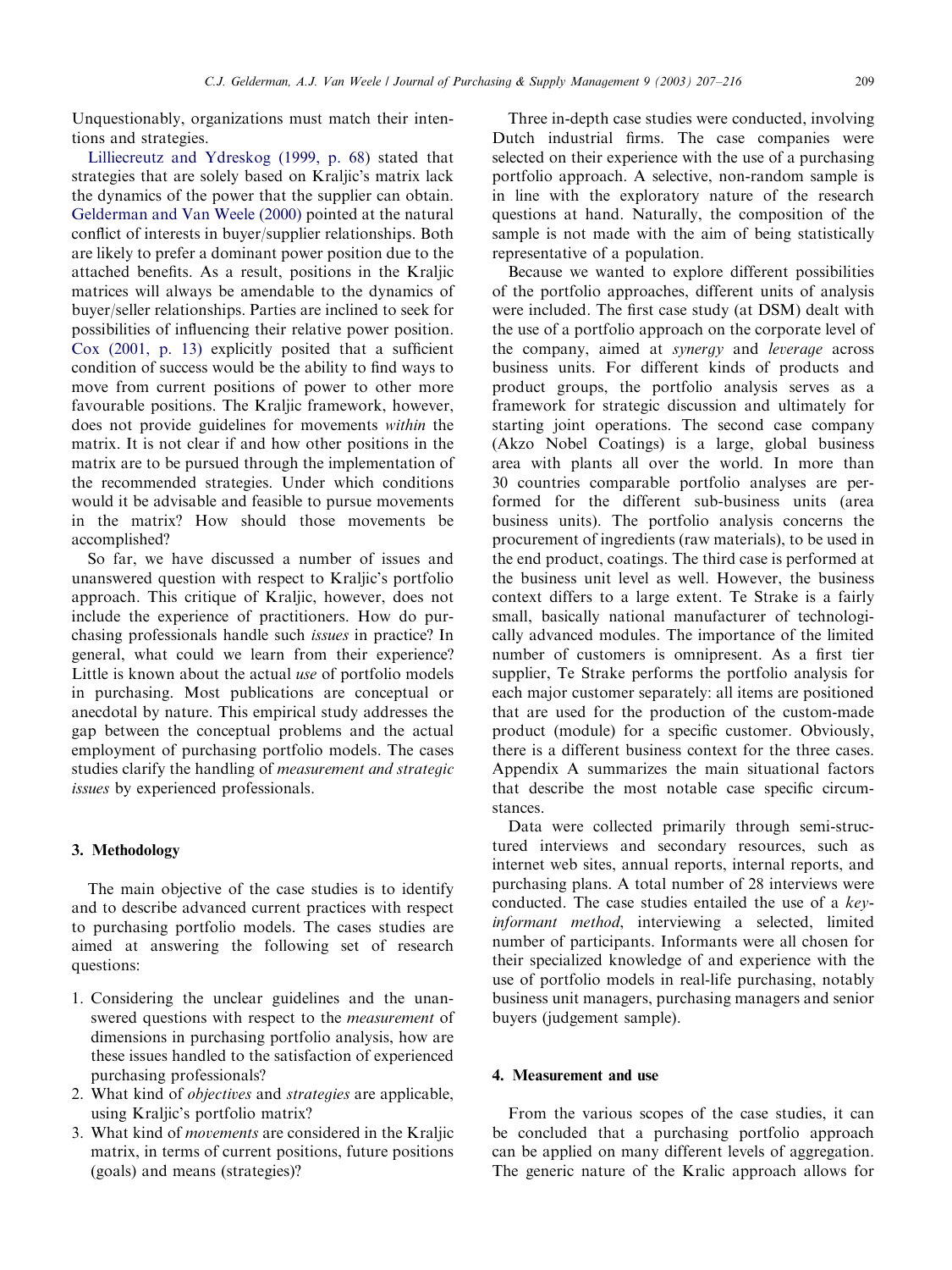Unquestionably, organizations must match their intentions and strategies.

Lilliecreutz and Ydreskog (1999, p. 68) stated that strategies that are solely based on Kraljic's matrix lack the dynamics of the power that the supplier can obtain. Gelderman and Van Weele (2000) pointed at the natural conflict of interests in buyer/supplier relationships. Both are likely to prefer a dominant power position due to the attached benefits. As a result, positions in the Kraljic matrices will always be amendable to the dynamics of buyer/seller relationships. Parties are inclined to seek for possibilities of influencing their relative power position. Cox (2001, p. 13) explicitly posited that a sufficient condition of success would be the ability to find ways to move from current positions of power to other more favourable positions. The Kraljic framework, however, does not provide guidelines for movements *within* the matrix. It is not clear if and how other positions in the matrix are to be pursued through the implementation of the recommended strategies. Under which conditions would it be advisable and feasible to pursue movements in the matrix? How should those movements be accomplished?

So far, we have discussed a number of issues and unanswered question with respect to Kraljic's portfolio approach. This critique of Kraljic, however, does not include the experience of practitioners. How do purchasing professionals handle such *issues* in practice? In general, what could we learn from their experience? Little is known about the actual *use* of portfolio models in purchasing. Most publications are conceptual or anecdotal by nature. This empirical study addresses the gap between the conceptual problems and the actual employment of purchasing portfolio models. The cases studies clarify the handling of *measurement and strategic issues* by experienced professionals.

## 3. Methodology

The main objective of the case studies is to identify and to describe advanced current practices with respect to purchasing portfolio models. The cases studies are aimed at answering the following set of research questions:

1. Considering the unclear guidelines and the unanswered questions with respect to the *measurement* of dimensions in purchasing portfolio analysis, how are these issues handled to the satisfaction of experienced purchasing professionals?
2. What kind of *objectives* and *strategies* are applicable, using Kraljic's portfolio matrix?
3. What kind of *movements* are considered in the Kraljic matrix, in terms of current positions, future positions (goals) and means (strategies)?

Three in-depth case studies were conducted, involving Dutch industrial firms. The case companies were selected on their experience with the use of a purchasing portfolio approach. A selective, non-random sample is in line with the exploratory nature of the research questions at hand. Naturally, the composition of the sample is not made with the aim of being statistically representative of a population.

Because we wanted to explore different possibilities of the portfolio approaches, different units of analysis were included. The first case study (at DSM) dealt with the use of a portfolio approach on the corporate level of the company, aimed at *synergy* and *leverage* across business units. For different kinds of products and product groups, the portfolio analysis serves as a framework for strategic discussion and ultimately for starting joint operations. The second case company (Akzo Nobel Coatings) is a large, global business area with plants all over the world. In more than 30 countries comparable portfolio analyses are performed for the different sub-business units (area business units). The portfolio analysis concerns the procurement of ingredients (raw materials), to be used in the end product, coatings. The third case is performed at the business unit level as well. However, the business context differs to a large extent. Te Strake is a fairly small, basically national manufacturer of technologically advanced modules. The importance of the limited number of customers is omnipresent. As a first tier supplier, Te Strake performs the portfolio analysis for each major customer separately: all items are positioned that are used for the production of the custom-made product (module) for a specific customer. Obviously, there is a different business context for the three cases. Appendix A summarizes the main situational factors that describe the most notable case specific circumstances.

Data were collected primarily through semi-structured interviews and secondary resources, such as internet web sites, annual reports, internal reports, and purchasing plans. A total number of 28 interviews were conducted. The case studies entailed the use of a *key-informant method*, interviewing a selected, limited number of participants. Informants were all chosen for their specialized knowledge of and experience with the use of portfolio models in real-life purchasing, notably business unit managers, purchasing managers and senior buyers (judgement sample).

## 4. Measurement and use

From the various scopes of the case studies, it can be concluded that a purchasing portfolio approach can be applied on many different levels of aggregation. The generic nature of the Kralic approach allows for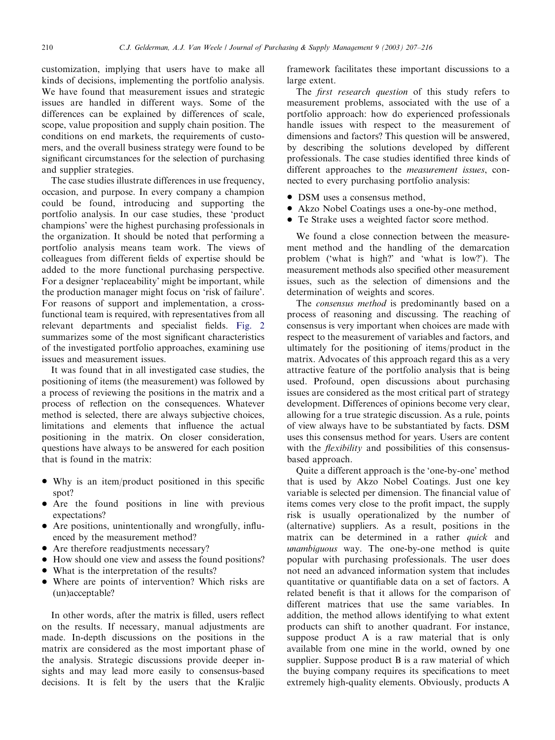customization, implying that users have to make all kinds of decisions, implementing the portfolio analysis. We have found that measurement issues and strategic issues are handled in different ways. Some of the differences can be explained by differences of scale, scope, value proposition and supply chain position. The conditions on end markets, the requirements of customers, and the overall business strategy were found to be significant circumstances for the selection of purchasing and supplier strategies.

The case studies illustrate differences in use frequency, occasion, and purpose. In every company a champion could be found, introducing and supporting the portfolio analysis. In our case studies, these 'product champions' were the highest purchasing professionals in the organization. It should be noted that performing a portfolio analysis means team work. The views of colleagues from different fields of expertise should be added to the more functional purchasing perspective. For a designer 'replaceability' might be important, while the production manager might focus on 'risk of failure'. For reasons of support and implementation, a cross-functional team is required, with representatives from all relevant departments and specialist fields. Fig. 2 summarizes some of the most significant characteristics of the investigated portfolio approaches, examining use issues and measurement issues.

It was found that in all investigated case studies, the positioning of items (the measurement) was followed by a process of reviewing the positions in the matrix and a process of reflection on the consequences. Whatever method is selected, there are always subjective choices, limitations and elements that influence the actual positioning in the matrix. On closer consideration, questions have always to be answered for each position that is found in the matrix:

- Why is an item/product positioned in this specific spot?
- Are the found positions in line with previous expectations?
- Are positions, unintentionally and wrongfully, influenced by the measurement method?
- Are therefore readjustments necessary?
- How should one view and assess the found positions?
- What is the interpretation of the results?
- Where are points of intervention? Which risks are (un)acceptable?

In other words, after the matrix is filled, users reflect on the results. If necessary, manual adjustments are made. In-depth discussions on the positions in the matrix are considered as the most important phase of the analysis. Strategic discussions provide deeper insights and may lead more easily to consensus-based decisions. It is felt by the users that the Kraljic framework facilitates these important discussions to a large extent.

The *first research question* of this study refers to measurement problems, associated with the use of a portfolio approach: how do experienced professionals handle issues with respect to the measurement of dimensions and factors? This question will be answered, by describing the solutions developed by different professionals. The case studies identified three kinds of different approaches to the *measurement issues*, connected to every purchasing portfolio analysis:

- DSM uses a consensus method,
- Akzo Nobel Coatings uses a one-by-one method,
- Te Strake uses a weighted factor score method.

We found a close connection between the measurement method and the handling of the demarcation problem ('what is high?' and 'what is low?'). The measurement methods also specified other measurement issues, such as the selection of dimensions and the determination of weights and scores.

The *consensus method* is predominantly based on a process of reasoning and discussing. The reaching of consensus is very important when choices are made with respect to the measurement of variables and factors, and ultimately for the positioning of items/product in the matrix. Advocates of this approach regard this as a very attractive feature of the portfolio analysis that is being used. Profound, open discussions about purchasing issues are considered as the most critical part of strategy development. Differences of opinions become very clear, allowing for a true strategic discussion. As a rule, points of view always have to be substantiated by facts. DSM uses this consensus method for years. Users are content with the *flexibility* and possibilities of this consensus-based approach.

Quite a different approach is the 'one-by-one' method that is used by Akzo Nobel Coatings. Just one key variable is selected per dimension. The financial value of items comes very close to the profit impact, the supply risk is usually operationalized by the number of (alternative) suppliers. As a result, positions in the matrix can be determined in a rather *quick* and *unambiguous* way. The one-by-one method is quite popular with purchasing professionals. The user does not need an advanced information system that includes quantitative or quantifiable data on a set of factors. A related benefit is that it allows for the comparison of different matrices that use the same variables. In addition, the method allows identifying to what extent products can shift to another quadrant. For instance, suppose product A is a raw material that is only available from one mine in the world, owned by one supplier. Suppose product B is a raw material of which the buying company requires its specifications to meet extremely high-quality elements. Obviously, products A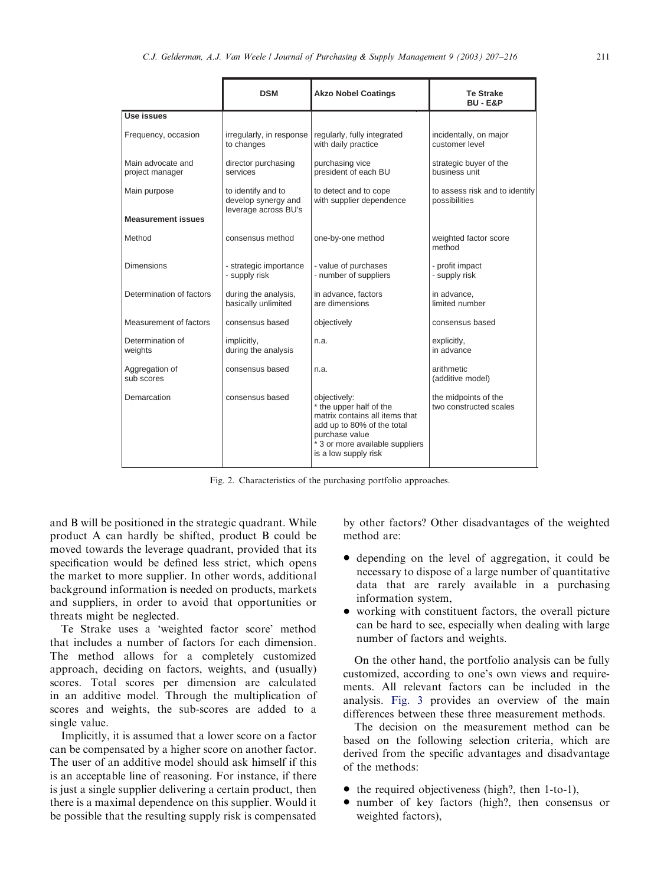| | DSM | Akzo Nobel Coatings | Te Strake BU - E&P |
|---|---|---|---|
| **Use issues** | | | |
| Frequency, occasion | irregularly, in response to changes | regularly, fully integrated with daily practice | incidentally, on major customer level |
| Main advocate and project manager | director purchasing services | purchasing vice president of each BU | strategic buyer of the business unit |
| Main purpose | to identify and to develop synergy and leverage across BU's | to detect and to cope with supplier dependence | to assess risk and to identify possibilities |
| **Measurement issues** | | | |
| Method | consensus method | one-by-one method | weighted factor score method |
| Dimensions | - strategic importance<br>- supply risk | - value of purchases<br>- number of suppliers | - profit impact<br>- supply risk |
| Determination of factors | during the analysis, basically unlimited | in advance, factors are dimensions | in advance, limited number |
| Measurement of factors | consensus based | objectively | consensus based |
| Determination of weights | implicitly, during the analysis | n.a. | explicitly, in advance |
| Aggregation of sub scores | consensus based | n.a. | arithmetic (additive model) |
| Demarcation | consensus based | objectively:<br>* the upper half of the matrix contains all items that add up to 80% of the total purchase value<br>* 3 or more available suppliers is a low supply risk | the midpoints of the two constructed scales |

Fig. 2. Characteristics of the purchasing portfolio approaches.

and B will be positioned in the strategic quadrant. While product A can hardly be shifted, product B could be moved towards the leverage quadrant, provided that its specification would be defined less strict, which opens the market to more supplier. In other words, additional background information is needed on products, markets and suppliers, in order to avoid that opportunities or threats might be neglected.

Te Strake uses a 'weighted factor score' method that includes a number of factors for each dimension. The method allows for a completely customized approach, deciding on factors, weights, and (usually) scores. Total scores per dimension are calculated in an additive model. Through the multiplication of scores and weights, the sub-scores are added to a single value.

Implicitly, it is assumed that a lower score on a factor can be compensated by a higher score on another factor. The user of an additive model should ask himself if this is an acceptable line of reasoning. For instance, if there is just a single supplier delivering a certain product, then there is a maximal dependence on this supplier. Would it be possible that the resulting supply risk is compensated by other factors? Other disadvantages of the weighted method are:

- depending on the level of aggregation, it could be necessary to dispose of a large number of quantitative data that are rarely available in a purchasing information system,
- working with constituent factors, the overall picture can be hard to see, especially when dealing with large number of factors and weights.

On the other hand, the portfolio analysis can be fully customized, according to one's own views and requirements. All relevant factors can be included in the analysis. Fig. 3 provides an overview of the main differences between these three measurement methods.

The decision on the measurement method can be based on the following selection criteria, which are derived from the specific advantages and disadvantage of the methods:

- the required objectiveness (high?, then 1-to-1),
- number of key factors (high?, then consensus or weighted factors),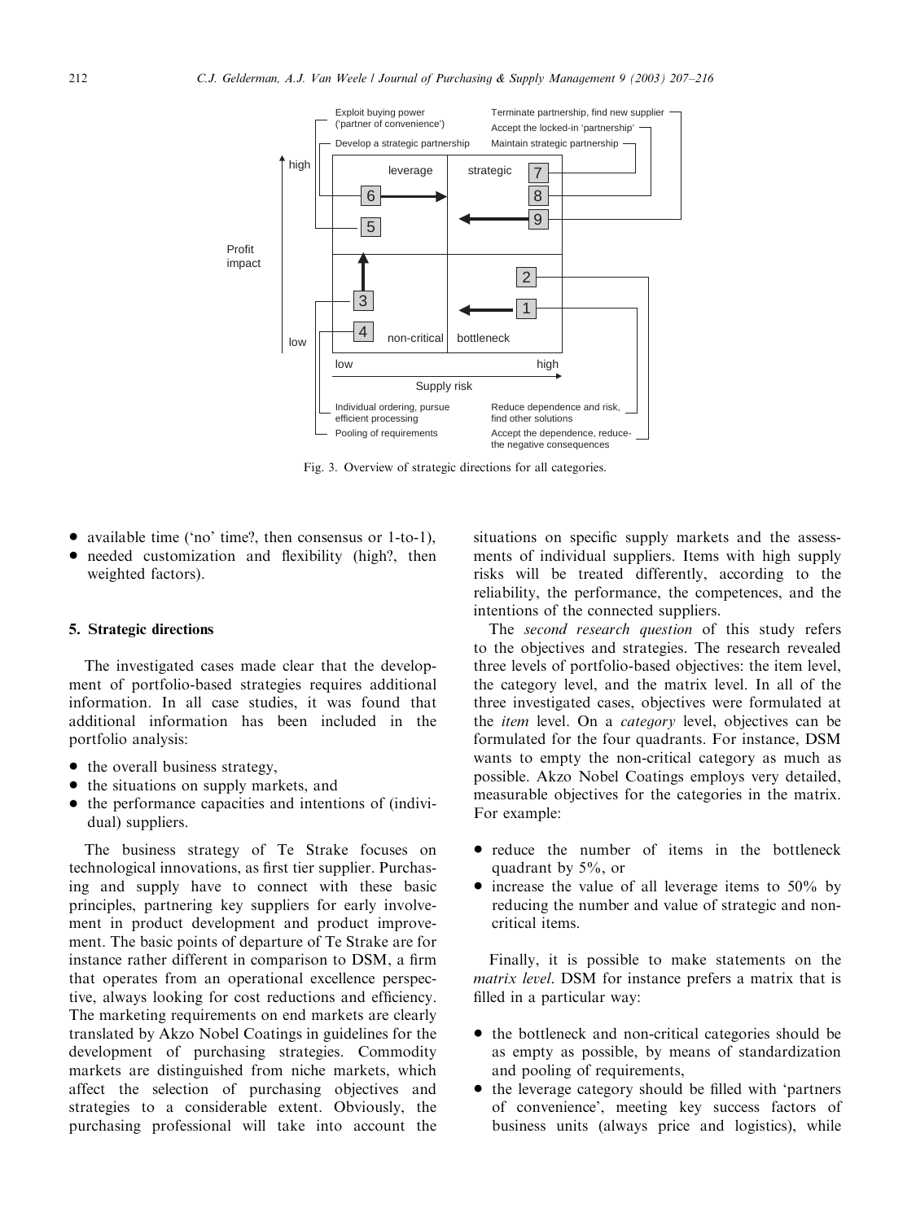Exploit buying power ('partner of convenience')

Develop a strategic partnership

Terminate partnership, find new supplier

Accept the locked-in 'partnership'

Maintain strategic partnership

high

leverage

strategic

7

6

8

9

5

Profit impact

2

3

1

4

low

non-critical

bottleneck

low

high

Supply risk

Individual ordering, pursue efficient processing

Pooling of requirements

Reduce dependence and risk, find other solutions

Accept the dependence, reduce the negative consequences

Fig. 3. Overview of strategic directions for all categories.

- available time ('no' time?, then consensus or 1-to-1),
- needed customization and flexibility (high?, then weighted factors).

## 5. Strategic directions

The investigated cases made clear that the development of portfolio-based strategies requires additional information. In all case studies, it was found that additional information has been included in the portfolio analysis:

- the overall business strategy,
- the situations on supply markets, and
- the performance capacities and intentions of (individual) suppliers.

The business strategy of Te Strake focuses on technological innovations, as first tier supplier. Purchasing and supply have to connect with these basic principles, partnering key suppliers for early involvement in product development and product improvement. The basic points of departure of Te Strake are for instance rather different in comparison to DSM, a firm that operates from an operational excellence perspective, always looking for cost reductions and efficiency. The marketing requirements on end markets are clearly translated by Akzo Nobel Coatings in guidelines for the development of purchasing strategies. Commodity markets are distinguished from niche markets, which affect the selection of purchasing objectives and strategies to a considerable extent. Obviously, the purchasing professional will take into account the situations on specific supply markets and the assessments of individual suppliers. Items with high supply risks will be treated differently, according to the reliability, the performance, the competences, and the intentions of the connected suppliers.

The *second research question* of this study refers to the objectives and strategies. The research revealed three levels of portfolio-based objectives: the item level, the category level, and the matrix level. In all of the three investigated cases, objectives were formulated at the *item* level. On a *category* level, objectives can be formulated for the four quadrants. For instance, DSM wants to empty the non-critical category as much as possible. Akzo Nobel Coatings employs very detailed, measurable objectives for the categories in the matrix. For example:

- reduce the number of items in the bottleneck quadrant by 5%, or
- increase the value of all leverage items to 50% by reducing the number and value of strategic and non-critical items.

Finally, it is possible to make statements on the *matrix level*. DSM for instance prefers a matrix that is filled in a particular way:

- the bottleneck and non-critical categories should be as empty as possible, by means of standardization and pooling of requirements,
- the leverage category should be filled with 'partners of convenience', meeting key success factors of business units (always price and logistics), while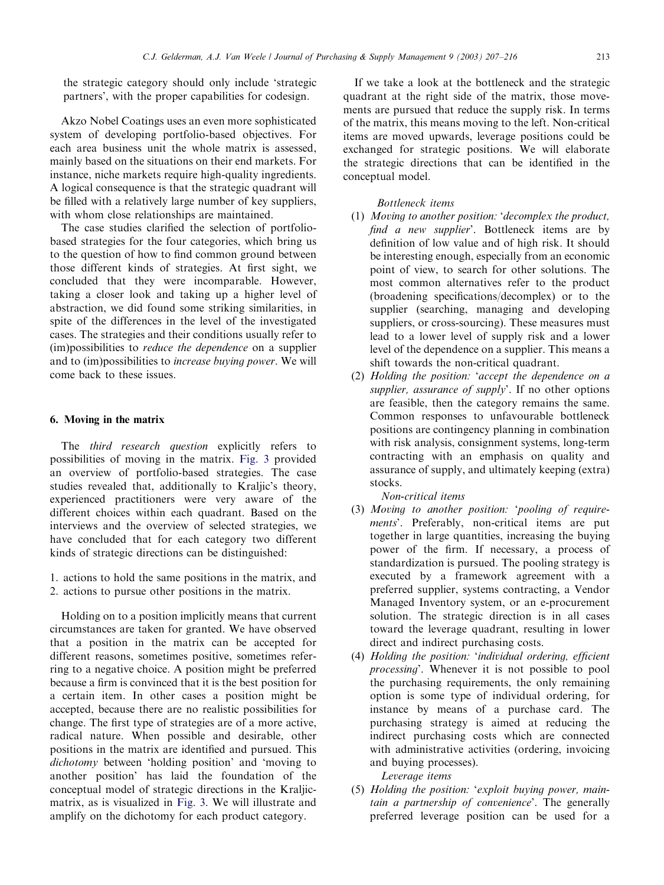the strategic category should only include 'strategic partners', with the proper capabilities for codesign.

Akzo Nobel Coatings uses an even more sophisticated system of developing portfolio-based objectives. For each area business unit the whole matrix is assessed, mainly based on the situations on their end markets. For instance, niche markets require high-quality ingredients. A logical consequence is that the strategic quadrant will be filled with a relatively large number of key suppliers, with whom close relationships are maintained.

The case studies clarified the selection of portfolio-based strategies for the four categories, which bring us to the question of how to find common ground between those different kinds of strategies. At first sight, we concluded that they were incomparable. However, taking a closer look and taking up a higher level of abstraction, we did found some striking similarities, in spite of the differences in the level of the investigated cases. The strategies and their conditions usually refer to (im)possibilities to *reduce the dependence* on a supplier and to (im)possibilities to *increase buying power*. We will come back to these issues.

## 6. Moving in the matrix

The *third research question* explicitly refers to possibilities of moving in the matrix. Fig. 3 provided an overview of portfolio-based strategies. The case studies revealed that, additionally to Kraljic's theory, experienced practitioners were very aware of the different choices within each quadrant. Based on the interviews and the overview of selected strategies, we have concluded that for each category two different kinds of strategic directions can be distinguished:

1. actions to hold the same positions in the matrix, and
2. actions to pursue other positions in the matrix.

Holding on to a position implicitly means that current circumstances are taken for granted. We have observed that a position in the matrix can be accepted for different reasons, sometimes positive, sometimes referring to a negative choice. A position might be preferred because a firm is convinced that it is the best position for a certain item. In other cases a position might be accepted, because there are no realistic possibilities for change. The first type of strategies are of a more active, radical nature. When possible and desirable, other positions in the matrix are identified and pursued. This *dichotomy* between 'holding position' and 'moving to another position' has laid the foundation of the conceptual model of strategic directions in the Kraljic-matrix, as is visualized in Fig. 3. We will illustrate and amplify on the dichotomy for each product category.

If we take a look at the bottleneck and the strategic quadrant at the right side of the matrix, those movements are pursued that reduce the supply risk. In terms of the matrix, this means moving to the left. Non-critical items are moved upwards, leverage positions could be exchanged for strategic positions. We will elaborate the strategic directions that can be identified in the conceptual model.

*Bottleneck items*

(1) *Moving to another position: 'decomplex the product, find a new supplier'*. Bottleneck items are by definition of low value and of high risk. It should be interesting enough, especially from an economic point of view, to search for other solutions. The most common alternatives refer to the product (broadening specifications/decomplex) or to the supplier (searching, managing and developing suppliers, or cross-sourcing). These measures must lead to a lower level of supply risk and a lower level of the dependence on a supplier. This means a shift towards the non-critical quadrant.

(2) *Holding the position: 'accept the dependence on a supplier, assurance of supply'*. If no other options are feasible, then the category remains the same. Common responses to unfavourable bottleneck positions are contingency planning in combination with risk analysis, consignment systems, long-term contracting with an emphasis on quality and assurance of supply, and ultimately keeping (extra) stocks.

*Non-critical items*

(3) *Moving to another position: 'pooling of requirements'*. Preferably, non-critical items are put together in large quantities, increasing the buying power of the firm. If necessary, a process of standardization is pursued. The pooling strategy is executed by a framework agreement with a preferred supplier, systems contracting, a Vendor Managed Inventory system, or an e-procurement solution. The strategic direction is in all cases toward the leverage quadrant, resulting in lower direct and indirect purchasing costs.

(4) *Holding the position: 'individual ordering, efficient processing'*. Whenever it is not possible to pool the purchasing requirements, the only remaining option is some type of individual ordering, for instance by means of a purchase card. The purchasing strategy is aimed at reducing the indirect purchasing costs which are connected with administrative activities (ordering, invoicing and buying processes).

*Leverage items*

(5) *Holding the position: 'exploit buying power, maintain a partnership of convenience'*. The generally preferred leverage position can be used for a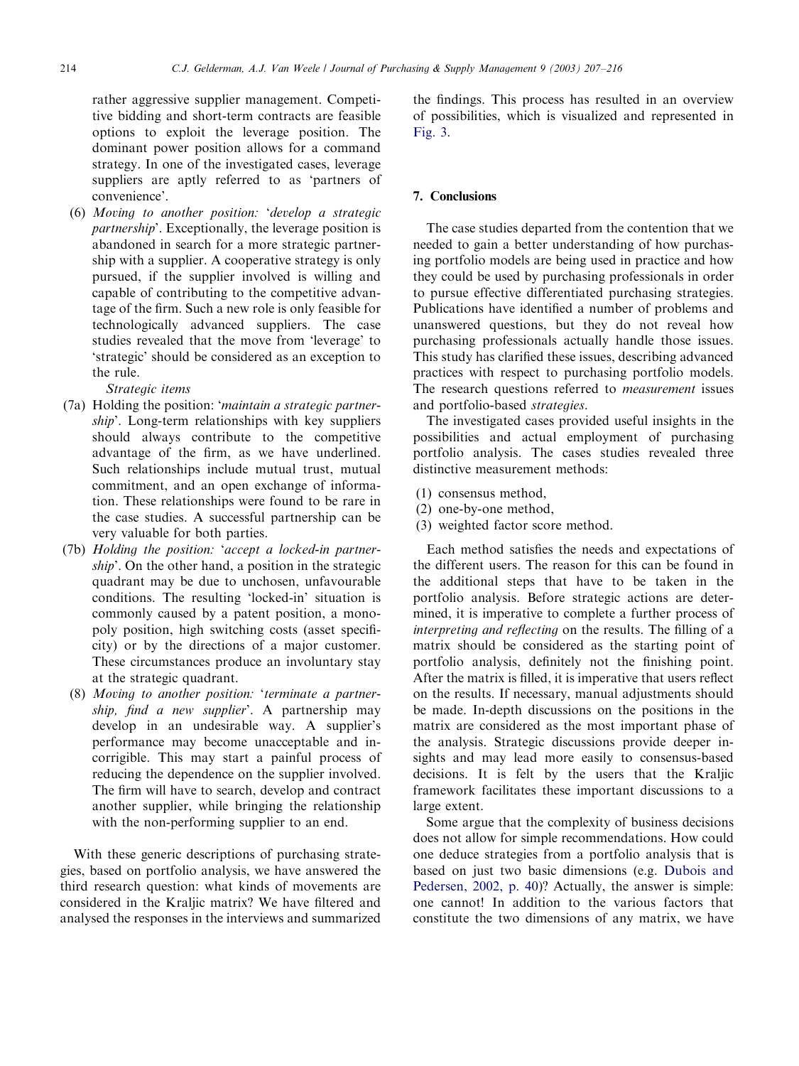rather aggressive supplier management. Competitive bidding and short-term contracts are feasible options to exploit the leverage position. The dominant power position allows for a command strategy. In one of the investigated cases, leverage suppliers are aptly referred to as 'partners of convenience'.

(6) *Moving to another position: 'develop a strategic partnership'*. Exceptionally, the leverage position is abandoned in search for a more strategic partnership with a supplier. A cooperative strategy is only pursued, if the supplier involved is willing and capable of contributing to the competitive advantage of the firm. Such a new role is only feasible for technologically advanced suppliers. The case studies revealed that the move from 'leverage' to 'strategic' should be considered as an exception to the rule.

*Strategic items*

(7a) Holding the position: '*maintain a strategic partnership*'. Long-term relationships with key suppliers should always contribute to the competitive advantage of the firm, as we have underlined. Such relationships include mutual trust, mutual commitment, and an open exchange of information. These relationships were found to be rare in the case studies. A successful partnership can be very valuable for both parties.

(7b) *Holding the position: 'accept a locked-in partnership'*. On the other hand, a position in the strategic quadrant may be due to unchosen, unfavourable conditions. The resulting 'locked-in' situation is commonly caused by a patent position, a monopoly position, high switching costs (asset specificity) or by the directions of a major customer. These circumstances produce an involuntary stay at the strategic quadrant.

(8) *Moving to another position: 'terminate a partnership, find a new supplier'*. A partnership may develop in an undesirable way. A supplier's performance may become unacceptable and incorrigible. This may start a painful process of reducing the dependence on the supplier involved. The firm will have to search, develop and contract another supplier, while bringing the relationship with the non-performing supplier to an end.

With these generic descriptions of purchasing strategies, based on portfolio analysis, we have answered the third research question: what kinds of movements are considered in the Kraljic matrix? We have filtered and analysed the responses in the interviews and summarized the findings. This process has resulted in an overview of possibilities, which is visualized and represented in Fig. 3.

## 7. Conclusions

The case studies departed from the contention that we needed to gain a better understanding of how purchasing portfolio models are being used in practice and how they could be used by purchasing professionals in order to pursue effective differentiated purchasing strategies. Publications have identified a number of problems and unanswered questions, but they do not reveal how purchasing professionals actually handle those issues. This study has clarified these issues, describing advanced practices with respect to purchasing portfolio models. The research questions referred to *measurement* issues and portfolio-based *strategies*.

The investigated cases provided useful insights in the possibilities and actual employment of purchasing portfolio analysis. The cases studies revealed three distinctive measurement methods:

(1) consensus method,
(2) one-by-one method,
(3) weighted factor score method.

Each method satisfies the needs and expectations of the different users. The reason for this can be found in the additional steps that have to be taken in the portfolio analysis. Before strategic actions are determined, it is imperative to complete a further process of *interpreting and reflecting* on the results. The filling of a matrix should be considered as the starting point of portfolio analysis, definitely not the finishing point. After the matrix is filled, it is imperative that users reflect on the results. If necessary, manual adjustments should be made. In-depth discussions on the positions in the matrix are considered as the most important phase of the analysis. Strategic discussions provide deeper insights and may lead more easily to consensus-based decisions. It is felt by the users that the Kraljic framework facilitates these important discussions to a large extent.

Some argue that the complexity of business decisions does not allow for simple recommendations. How could one deduce strategies from a portfolio analysis that is based on just two basic dimensions (e.g. Dubois and Pedersen, 2002, p. 40)? Actually, the answer is simple: one cannot! In addition to the various factors that constitute the two dimensions of any matrix, we have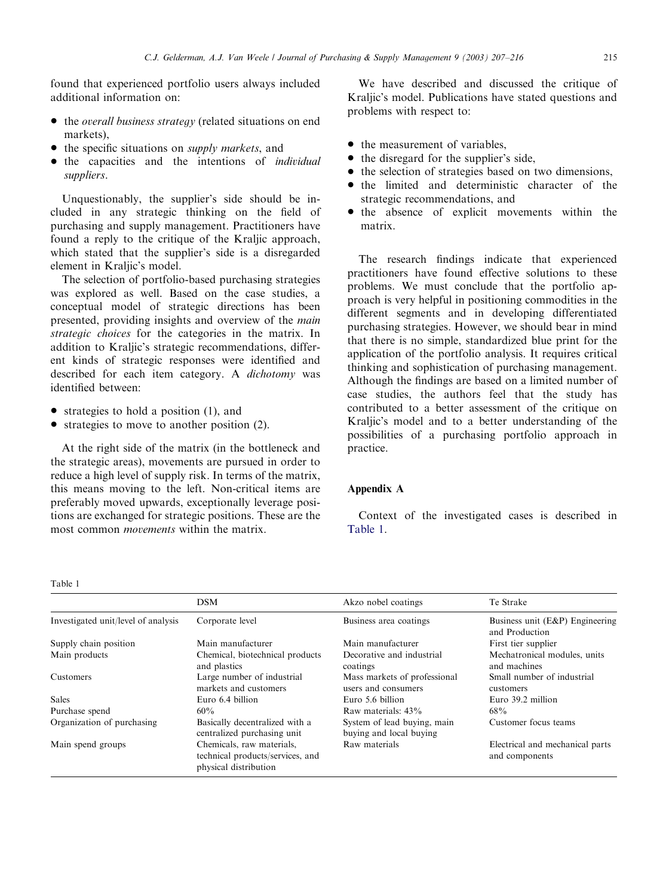found that experienced portfolio users always included additional information on:

- the *overall business strategy* (related situations on end markets),
- the specific situations on *supply markets*, and
- the capacities and the intentions of *individual suppliers*.

Unquestionably, the supplier's side should be included in any strategic thinking on the field of purchasing and supply management. Practitioners have found a reply to the critique of the Kraljic approach, which stated that the supplier's side is a disregarded element in Kraljic's model.

The selection of portfolio-based purchasing strategies was explored as well. Based on the case studies, a conceptual model of strategic directions has been presented, providing insights and overview of the *main strategic choices* for the categories in the matrix. In addition to Kraljic's strategic recommendations, different kinds of strategic responses were identified and described for each item category. A *dichotomy* was identified between:

- strategies to hold a position (1), and
- strategies to move to another position (2).

At the right side of the matrix (in the bottleneck and the strategic areas), movements are pursued in order to reduce a high level of supply risk. In terms of the matrix, this means moving to the left. Non-critical items are preferably moved upwards, exceptionally leverage positions are exchanged for strategic positions. These are the most common *movements* within the matrix.

We have described and discussed the critique of Kraljic's model. Publications have stated questions and problems with respect to:

- the measurement of variables,
- the disregard for the supplier's side,
- the selection of strategies based on two dimensions,
- the limited and deterministic character of the strategic recommendations, and
- the absence of explicit movements within the matrix.

The research findings indicate that experienced practitioners have found effective solutions to these problems. We must conclude that the portfolio approach is very helpful in positioning commodities in the different segments and in developing differentiated purchasing strategies. However, we should bear in mind that there is no simple, standardized blue print for the application of the portfolio analysis. It requires critical thinking and sophistication of purchasing management. Although the findings are based on a limited number of case studies, the authors feel that the study has contributed to a better assessment of the critique on Kraljic's model and to a better understanding of the possibilities of a purchasing portfolio approach in practice.

## Appendix A

Context of the investigated cases is described in Table 1.

Table 1

| | DSM | Akzo nobel coatings | Te Strake |
|---|---|---|---|
| Investigated unit/level of analysis | Corporate level | Business area coatings | Business unit (E&P) Engineering and Production |
| Supply chain position | Main manufacturer | Main manufacturer | First tier supplier |
| Main products | Chemical, biotechnical products and plastics | Decorative and industrial coatings | Mechatronical modules, units and machines |
| Customers | Large number of industrial markets and customers | Mass markets of professional users and consumers | Small number of industrial customers |
| Sales | Euro 6.4 billion | Euro 5.6 billion | Euro 39.2 million |
| Purchase spend | 60% | Raw materials: 43% | 68% |
| Organization of purchasing | Basically decentralized with a centralized purchasing unit | System of lead buying, main buying and local buying | Customer focus teams |
| Main spend groups | Chemicals, raw materials, technical products/services, and physical distribution | Raw materials | Electrical and mechanical parts and components |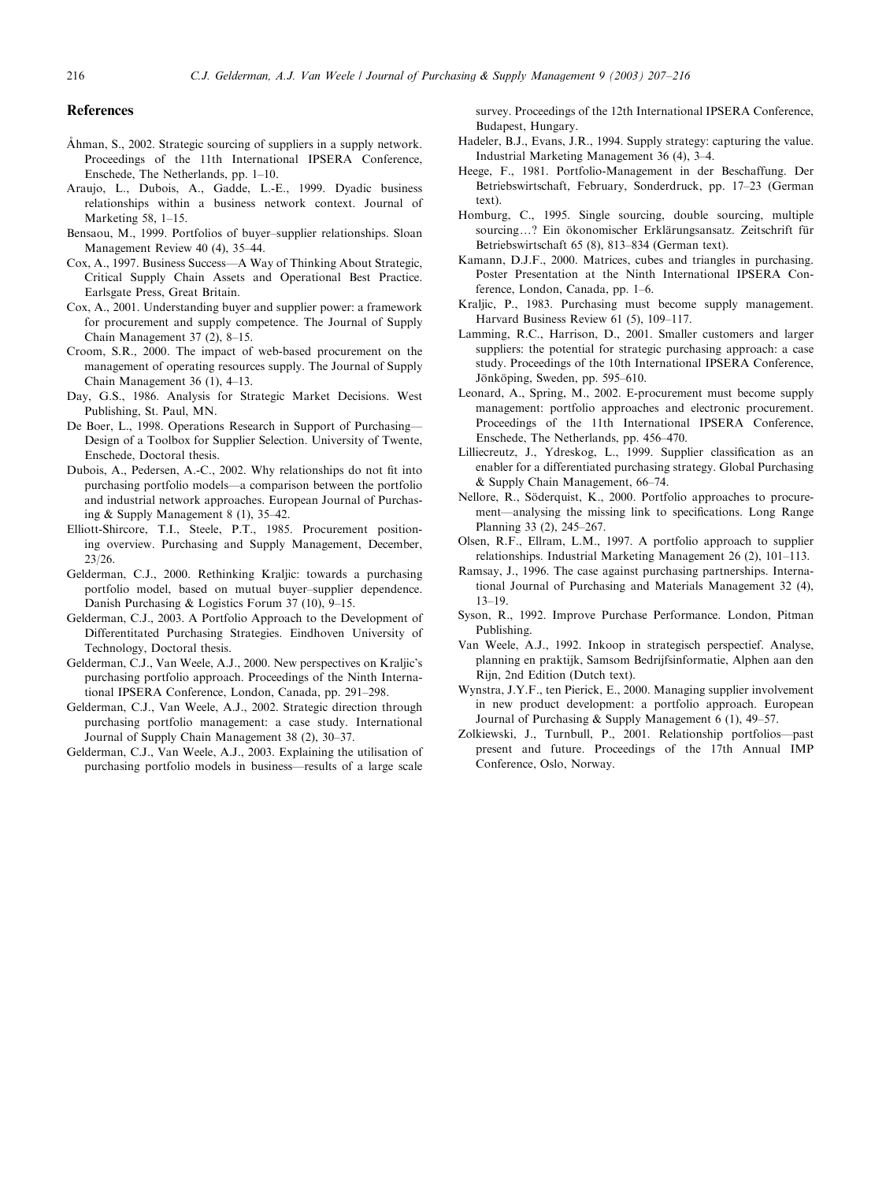## References

Åhman, S., 2002. Strategic sourcing of suppliers in a supply network. Proceedings of the 11th International IPSERA Conference, Enschede, The Netherlands, pp. 1–10.

Araujo, L., Dubois, A., Gadde, L.-E., 1999. Dyadic business relationships within a business network context. Journal of Marketing 58, 1–15.

Bensaou, M., 1999. Portfolios of buyer–supplier relationships. Sloan Management Review 40 (4), 35–44.

Cox, A., 1997. Business Success—A Way of Thinking About Strategic, Critical Supply Chain Assets and Operational Best Practice. Earlsgate Press, Great Britain.

Cox, A., 2001. Understanding buyer and supplier power: a framework for procurement and supply competence. The Journal of Supply Chain Management 37 (2), 8–15.

Croom, S.R., 2000. The impact of web-based procurement on the management of operating resources supply. The Journal of Supply Chain Management 36 (1), 4–13.

Day, G.S., 1986. Analysis for Strategic Market Decisions. West Publishing, St. Paul, MN.

De Boer, L., 1998. Operations Research in Support of Purchasing—Design of a Toolbox for Supplier Selection. University of Twente, Enschede, Doctoral thesis.

Dubois, A., Pedersen, A.-C., 2002. Why relationships do not fit into purchasing portfolio models—a comparison between the portfolio and industrial network approaches. European Journal of Purchasing & Supply Management 8 (1), 35–42.

Elliott-Shircore, T.I., Steele, P.T., 1985. Procurement positioning overview. Purchasing and Supply Management, December, 23/26.

Gelderman, C.J., 2000. Rethinking Kraljic: towards a purchasing portfolio model, based on mutual buyer–supplier dependence. Danish Purchasing & Logistics Forum 37 (10), 9–15.

Gelderman, C.J., 2003. A Portfolio Approach to the Development of Differentitated Purchasing Strategies. Eindhoven University of Technology, Doctoral thesis.

Gelderman, C.J., Van Weele, A.J., 2000. New perspectives on Kraljic's purchasing portfolio approach. Proceedings of the Ninth International IPSERA Conference, London, Canada, pp. 291–298.

Gelderman, C.J., Van Weele, A.J., 2002. Strategic direction through purchasing portfolio management: a case study. International Journal of Supply Chain Management 38 (2), 30–37.

Gelderman, C.J., Van Weele, A.J., 2003. Explaining the utilisation of purchasing portfolio models in business—results of a large scale survey. Proceedings of the 12th International IPSERA Conference, Budapest, Hungary.

Hadeler, B.J., Evans, J.R., 1994. Supply strategy: capturing the value. Industrial Marketing Management 36 (4), 3–4.

Heege, F., 1981. Portfolio-Management in der Beschaffung. Der Betriebswirtschaft, February, Sonderdruck, pp. 17–23 (German text).

Homburg, C., 1995. Single sourcing, double sourcing, multiple sourcing…? Ein ökonomischer Erklärungsansatz. Zeitschrift für Betriebswirtschaft 65 (8), 813–834 (German text).

Kamann, D.J.F., 2000. Matrices, cubes and triangles in purchasing. Poster Presentation at the Ninth International IPSERA Conference, London, Canada, pp. 1–6.

Kraljic, P., 1983. Purchasing must become supply management. Harvard Business Review 61 (5), 109–117.

Lamming, R.C., Harrison, D., 2001. Smaller customers and larger suppliers: the potential for strategic purchasing approach: a case study. Proceedings of the 10th International IPSERA Conference, Jönköping, Sweden, pp. 595–610.

Leonard, A., Spring, M., 2002. E-procurement must become supply management: portfolio approaches and electronic procurement. Proceedings of the 11th International IPSERA Conference, Enschede, The Netherlands, pp. 456–470.

Lilliecreutz, J., Ydreskog, L., 1999. Supplier classification as an enabler for a differentiated purchasing strategy. Global Purchasing & Supply Chain Management, 66–74.

Nellore, R., Söderquist, K., 2000. Portfolio approaches to procurement—analysing the missing link to specifications. Long Range Planning 33 (2), 245–267.

Olsen, R.F., Ellram, L.M., 1997. A portfolio approach to supplier relationships. Industrial Marketing Management 26 (2), 101–113.

Ramsay, J., 1996. The case against purchasing partnerships. International Journal of Purchasing and Materials Management 32 (4), 13–19.

Syson, R., 1992. Improve Purchase Performance. London, Pitman Publishing.

Van Weele, A.J., 1992. Inkoop in strategisch perspectief. Analyse, planning en praktijk, Samsom Bedrijfsinformatie, Alphen aan den Rijn, 2nd Edition (Dutch text).

Wynstra, J.Y.F., ten Pierick, E., 2000. Managing supplier involvement in new product development: a portfolio approach. European Journal of Purchasing & Supply Management 6 (1), 49–57.

Zolkiewski, J., Turnbull, P., 2001. Relationship portfolios—past present and future. Proceedings of the 17th Annual IMP Conference, Oslo, Norway.